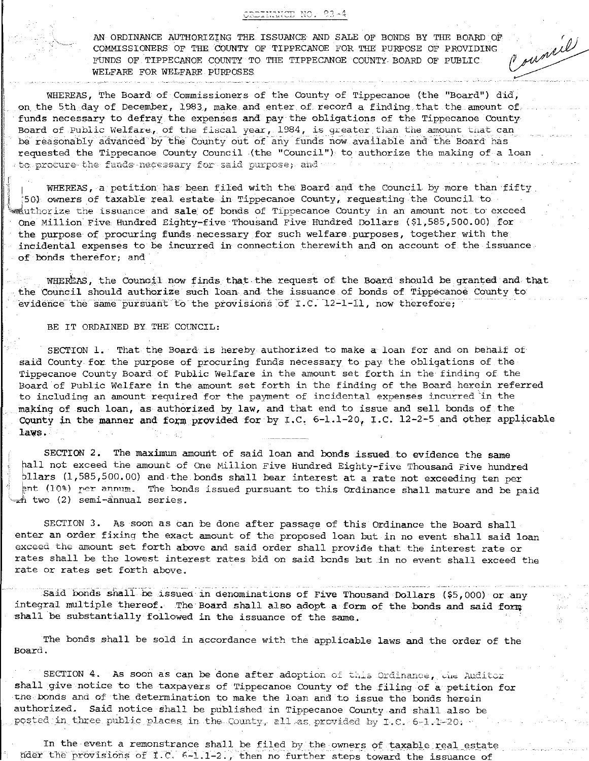ORDINANCE NO. 83-4

AN ORDINANCE AUTHORIZING THE ISSUANCE AND SALE OF BONDS BY THE BOARD OF COMMISSIONERS OF THE COUNTY OF TIPPECANOE FOR THE PURPOSE OF PROVIDING FUNDS OF TIPPECANOE COUNTY TO THE TIPPECANOE COUNTY BOARD OF PUBLIC WELFARE FOR WELFARE PURPOSES

*Council*

WHEREAS, The Board of Commissioners of the County of Tippecanoe (the "Board") did, on the 5th day of December, 1983, make and enter of record a finding that the amount of funds necessary to defray the expenses and pay the obligations of the Tippecanoe County Board of Public Welfare, of the fiscal year, 1984, is greater than the amount that can be reasonably advanced by the County out of any funds now available and the Board has requested the Tippecanoe County Council (the "Council") to authorize the making of a loan to procure the funds necessary for said purpose; and

WHEREAS, a petition has been filed with the Board and the Council by more than fifty (50) owners of taxable real estate in Tippecanoe County, requesting the Council to authorize the issuance and sale of bonds of Tippecanoe County in an amount not to exceed One Million Five Hundred Eighty-five Thousand Five Hundred Dollars ($1,585,500.00) for the purpose of procuring funds necessary for such welfare purposes, together with the incidental expenses to be incurred in connection therewith and on account of the issuance of bonds therefor; and

WHEREAS, the Council now finds that the request of the Board should be granted and that the Council should authorize such loan and the issuance of bonds of Tippecanoe County to evidence the same pursuant to the provisions of I.C. 12-1-11, now therefore;

BE IT ORDAINED BY THE COUNCIL:

SECTION 1. That the Board is hereby authorized to make a loan for and on behalf of said County for the purpose of procuring funds necessary to pay the obligations of the Tippecanoe County Board of Public Welfare in the amount set forth in the finding of the Board of Public Welfare in the amount set forth in the finding of the Board herein referred to including an amount required for the payment of incidental expenses incurred in the making of such loan, as authorized by law, and that end to issue and sell bonds of the County in the manner and form provided for by I.C. 6-1.1-20, I.C. 12-2-5 and other applicable laws.

SECTION 2. The maximum amount of said loan and bonds issued to evidence the same shall not exceed the amount of One Million Five Hundred Eighty-five Thousand Five hundred Dollars (1,585,500.00) and the bonds shall bear interest at a rate not exceeding ten per cent (10%) per annum. The bonds issued pursuant to this Ordinance shall mature and be paid in two (2) semi-annual series.

SECTION 3. As soon as can be done after passage of this Ordinance the Board shall enter an order fixing the exact amount of the proposed loan but in no event shall said loan exceed the amount set forth above and said order shall provide that the interest rate or rates shall be the lowest interest rates bid on said bonds but in no event shall exceed the rate or rates set forth above.

Said bonds shall be issued in denominations of Five Thousand Dollars ($5,000) or any integral multiple thereof. The Board shall also adopt a form of the bonds and said form shall be substantially followed in the issuance of the same.

The bonds shall be sold in accordance with the applicable laws and the order of the Board.

SECTION 4. As soon as can be done after adoption of this Ordinance, the Auditor shall give notice to the taxpayers of Tippecanoe County of the filing of a petition for the bonds and of the determination to make the loan and to issue the bonds herein authorized. Said notice shall be published in Tippecanoe County and shall also be posted in three public places in the County, all as provided by I.C. 6-1.1-20.

In the event a remonstrance shall be filed by the owners of taxable real estate under the provisions of I.C. 6-1.1-2., then no further steps toward the issuance of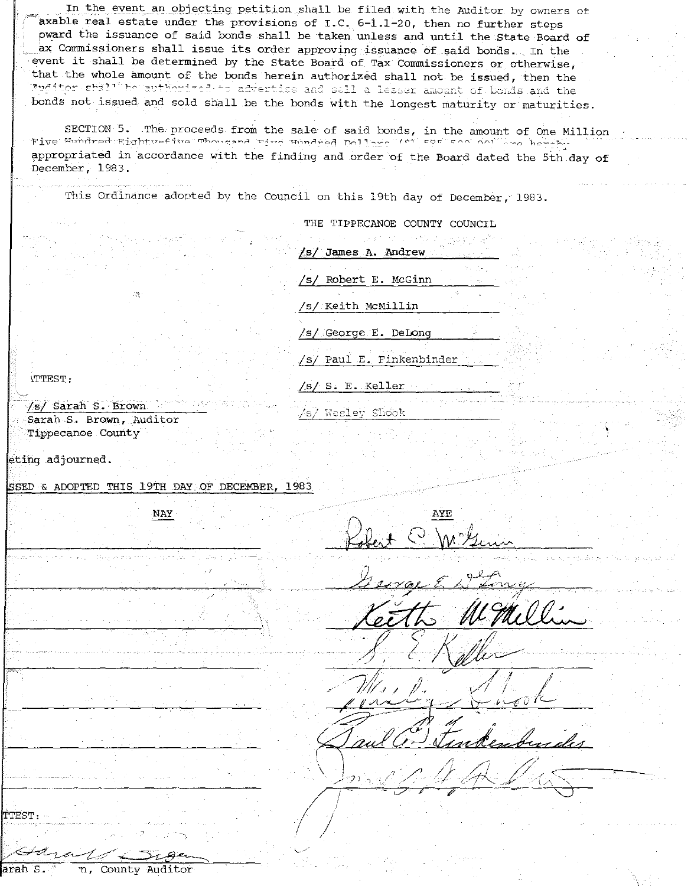In the event an objecting petition shall be filed with the Auditor by owners of axable real estate under the provisions of I.C. 6-1.1-20, then no further steps oward the issuance of said bonds shall be taken unless and until the State Board of ax Commissioners shall issue its order approving issuance of said bonds. In the event it shall be determined by the State Board of Tax Commissioners or otherwise, that the whole amount of the bonds herein authorized shall not be issued, then the Auditor shall be authorized to advertise and sell a lesser amount of bonds and the bonds not issued and sold shall be the bonds with the longest maturity or maturities.

SECTION 5. The proceeds from the sale of said bonds, in the amount of One Million Five Hundred Eighty-five Thousand Five Hundred Dollars ($1,585,500.00) are hereby appropriated in accordance with the finding and order of the Board dated the 5th day of December, 1983.

This Ordinance adopted by the Council on this 19th day of December, 1983.

THE TIPPECANOE COUNTY COUNCIL

/s/ James A. Andrew

/s/ Robert E. McGinn

/s/ Keith McMillin

/s/ George E. DeLong

/s/ Paul E. Finkenbinder

/s/ S. E. Keller

/s/ Wesley Shook

ATTEST:

/s/ Sarah S. Brown
Sarah S. Brown, Auditor
Tippecanoe County

eting adjourned.

SSED & ADOPTED THIS 19TH DAY OF DECEMBER, 1983

| NAY | AYE |
|---|---|
| | Robert E. McGinn |
| | George E. DeLong |
| | Keith McMillin |
| | S. E. Keller |
| | Wesley Shook |
| | Paul E. Finkenbinder |
| | James A. Andrew |

TTEST:

Sarah S. Brown

arah S. n, County Auditor